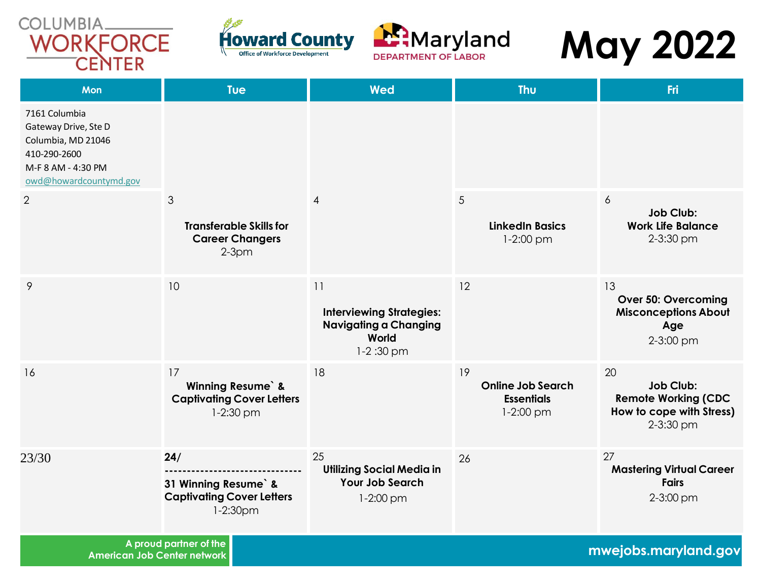COLUMBIA WORKFORCE CENTER

Howard County Office of Workforce Development

Maryland DEPARTMENT OF LABOR

# May 2022

| Mon | Tue | Wed | Thu | Fri |
|---|---|---|---|---|
| 7161 Columbia Gateway Drive, Ste D<br>Columbia, MD 21046<br>410-290-2600<br>M-F 8 AM - 4:30 PM<br>owd@howardcountymd.gov | | | | |
| 2 | 3<br>**Transferable Skills for Career Changers**<br>2-3pm | 4 | 5<br>**LinkedIn Basics**<br>1-2:00 pm | 6<br>**Job Club: Work Life Balance**<br>2-3:30 pm |
| 9 | 10 | 11<br>**Interviewing Strategies: Navigating a Changing World**<br>1-2 :30 pm | 12 | 13<br>**Over 50: Overcoming Misconceptions About Age**<br>2-3:00 pm |
| 16 | 17<br>**Winning Resume` & Captivating Cover Letters**<br>1-2:30 pm | 18 | 19<br>**Online Job Search Essentials**<br>1-2:00 pm | 20<br>**Job Club: Remote Working (CDC How to cope with Stress)**<br>2-3:30 pm |
| 23/30 | **24/**<br>------------------------------<br>**31 Winning Resume` & Captivating Cover Letters**<br>1-2:30pm | 25<br>**Utilizing Social Media in Your Job Search**<br>1-2:00 pm | 26 | 27<br>**Mastering Virtual Career Fairs**<br>2-3:00 pm |

A proud partner of the American Job Center network

mwejobs.maryland.gov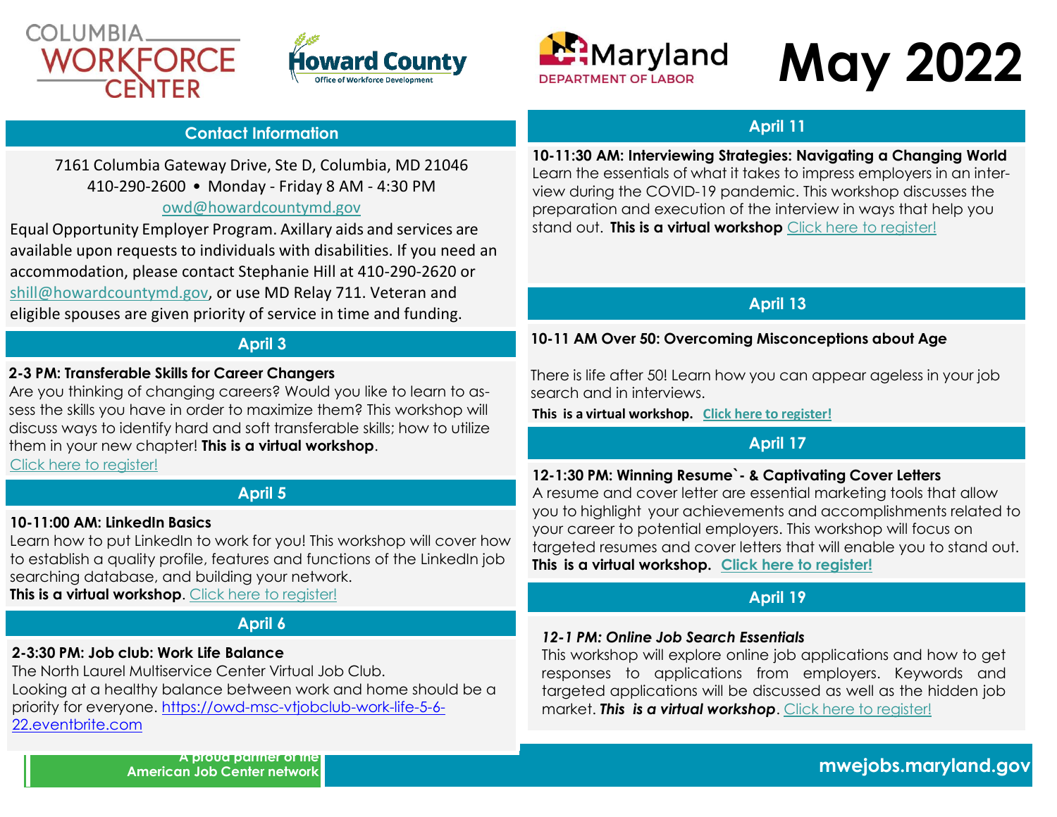COLUMBIA WORKFORCE CENTER

Howard County Office of Workforce Development

Maryland DEPARTMENT OF LABOR

# May 2022

## Contact Information

7161 Columbia Gateway Drive, Ste D, Columbia, MD 21046
410-290-2600 • Monday - Friday 8 AM - 4:30 PM
owd@howardcountymd.gov

Equal Opportunity Employer Program. Axillary aids and services are available upon requests to individuals with disabilities. If you need an accommodation, please contact Stephanie Hill at 410-290-2620 or shill@howardcountymd.gov, or use MD Relay 711. Veteran and eligible spouses are given priority of service in time and funding.

## April 3

**2-3 PM: Transferable Skills for Career Changers**
Are you thinking of changing careers? Would you like to learn to assess the skills you have in order to maximize them? This workshop will discuss ways to identify hard and soft transferable skills; how to utilize them in your new chapter! **This is a virtual workshop**.
Click here to register!

## April 5

**10-11:00 AM: LinkedIn Basics**
Learn how to put LinkedIn to work for you! This workshop will cover how to establish a quality profile, features and functions of the LinkedIn job searching database, and building your network.
**This is a virtual workshop**. Click here to register!

## April 6

**2-3:30 PM: Job club: Work Life Balance**
The North Laurel Multiservice Center Virtual Job Club.
Looking at a healthy balance between work and home should be a priority for everyone. https://owd-msc-vtjobclub-work-life-5-6-22.eventbrite.com

## April 11

**10-11:30 AM: Interviewing Strategies: Navigating a Changing World**
Learn the essentials of what it takes to impress employers in an interview during the COVID-19 pandemic. This workshop discusses the preparation and execution of the interview in ways that help you stand out. **This is a virtual workshop** Click here to register!

## April 13

**10-11 AM Over 50: Overcoming Misconceptions about Age**

There is life after 50! Learn how you can appear ageless in your job search and in interviews.

**This is a virtual workshop.** **Click here to register!**

## April 17

**12-1:30 PM: Winning Resume`- & Captivating Cover Letters**
A resume and cover letter are essential marketing tools that allow you to highlight your achievements and accomplishments related to your career to potential employers. This workshop will focus on targeted resumes and cover letters that will enable you to stand out.
**This is a virtual workshop.** **Click here to register!**

## April 19

***12-1 PM: Online Job Search Essentials***
This workshop will explore online job applications and how to get responses to applications from employers. Keywords and targeted applications will be discussed as well as the hidden job market. ***This is a virtual workshop***. Click here to register!

A proud partner of the American Job Center network

mwejobs.maryland.gov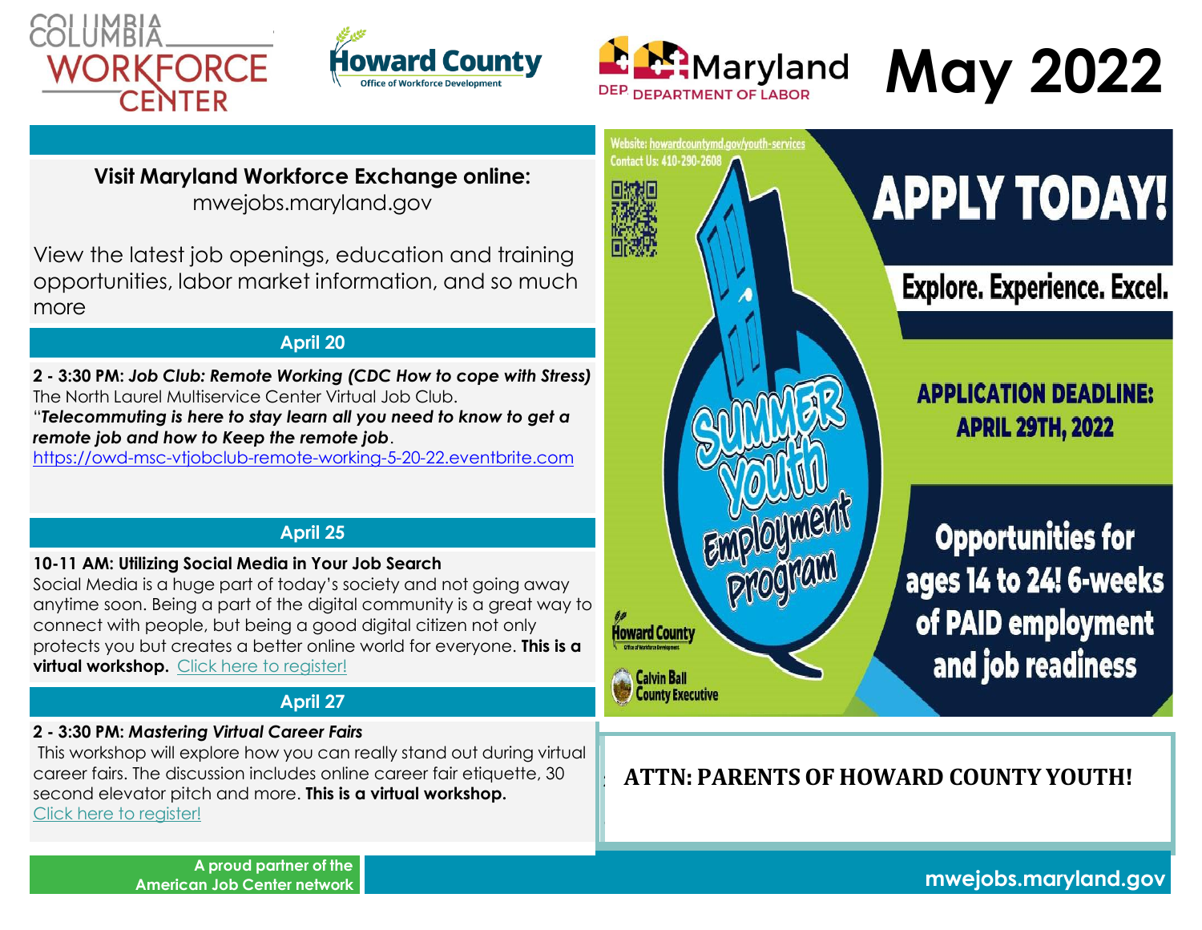COLUMBIA WORKFORCE CENTER

Howard County Office of Workforce Development

Maryland DEPARTMENT OF LABOR

# May 2022

**Visit Maryland Workforce Exchange online:**
mwejobs.maryland.gov

View the latest job openings, education and training opportunities, labor market information, and so much more

## April 20

**2 - 3:30 PM:** ***Job Club: Remote Working (CDC How to cope with Stress)***
The North Laurel Multiservice Center Virtual Job Club.
"***Telecommuting is here to stay learn all you need to know to get a remote job and how to Keep the remote job***.
https://owd-msc-vtjobclub-remote-working-5-20-22.eventbrite.com

## April 25

**10-11 AM: Utilizing Social Media in Your Job Search**
Social Media is a huge part of today's society and not going away anytime soon. Being a part of the digital community is a great way to connect with people, but being a good digital citizen not only protects you but creates a better online world for everyone. **This is a virtual workshop.** Click here to register!

## April 27

**2 - 3:30 PM:** ***Mastering Virtual Career Fairs***
This workshop will explore how you can really stand out during virtual career fairs. The discussion includes online career fair etiquette, 30 second elevator pitch and more. **This is a virtual workshop.**
Click here to register!

Website: howardcountymd.gov/youth-services
Contact Us: 410-290-2608

# APPLY TODAY!

**Explore. Experience. Excel.**

**Summer Youth Employment Program**

**APPLICATION DEADLINE: APRIL 29TH, 2022**

**Opportunities for ages 14 to 24! 6-weeks of PAID employment and job readiness**

Howard County Office of Workforce Development
Calvin Ball County Executive

**ATTN: PARENTS OF HOWARD COUNTY YOUTH!**

A proud partner of the American Job Center network

mwejobs.maryland.gov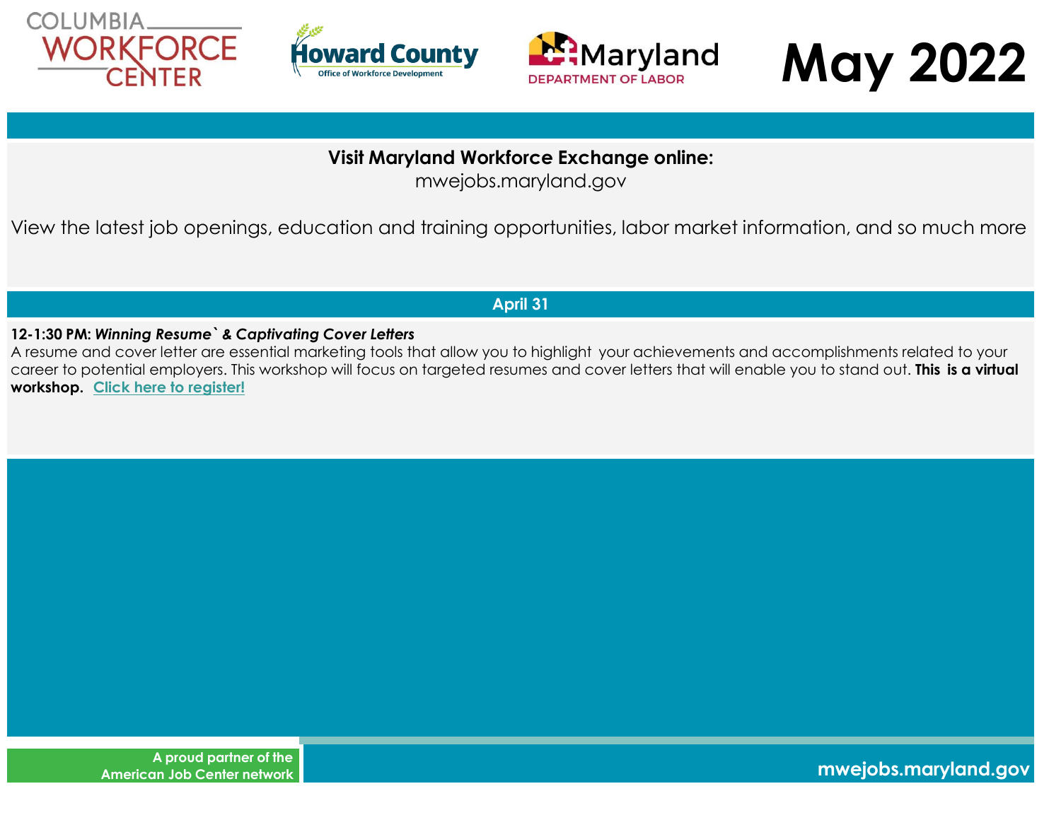Columbia Workforce Center | Howard County Office of Workforce Development | Maryland Department of Labor

# May 2022

**Visit Maryland Workforce Exchange online:**

mwejobs.maryland.gov

View the latest job openings, education and training opportunities, labor market information, and so much more

## April 31

**12-1:30 PM:** ***Winning Resume` & Captivating Cover Letters***

A resume and cover letter are essential marketing tools that allow you to highlight your achievements and accomplishments related to your career to potential employers. This workshop will focus on targeted resumes and cover letters that will enable you to stand out. **This is a virtual workshop.** **Click here to register!**

**A proud partner of the American Job Center network**

**mwejobs.maryland.gov**